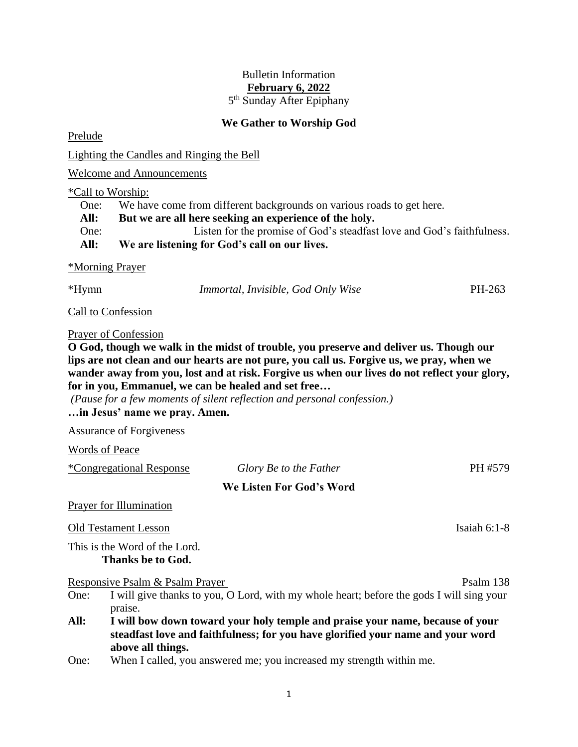Bulletin Information

**February 6, 2022**

5th Sunday After Epiphany

## We Gather to Worship God

Prelude

Lighting the Candles and Ringing the Bell

Welcome and Announcements

*Call to Worship:

One: We have come from different backgrounds on various roads to get here.

**All: But we are all here seeking an experience of the holy.**

One: Listen for the promise of God's steadfast love and God's faithfulness.

**All: We are listening for God's call on our lives.**

*Morning Prayer

*Hymn *Immortal, Invisible, God Only Wise* PH-263

Call to Confession

Prayer of Confession

**O God, though we walk in the midst of trouble, you preserve and deliver us. Though our lips are not clean and our hearts are not pure, you call us. Forgive us, we pray, when we wander away from you, lost and at risk. Forgive us when our lives do not reflect your glory, for in you, Emmanuel, we can be healed and set free…**

*(Pause for a few moments of silent reflection and personal confession.)*

**…in Jesus' name we pray. Amen.**

Assurance of Forgiveness

Words of Peace

*Congregational Response *Glory Be to the Father* PH #579

## We Listen For God's Word

Prayer for Illumination

Old Testament Lesson Isaiah 6:1-8

This is the Word of the Lord.

**Thanks be to God.**

Responsive Psalm & Psalm Prayer Psalm 138

One: I will give thanks to you, O Lord, with my whole heart; before the gods I will sing your praise.

**All: I will bow down toward your holy temple and praise your name, because of your steadfast love and faithfulness; for you have glorified your name and your word above all things.**

One: When I called, you answered me; you increased my strength within me.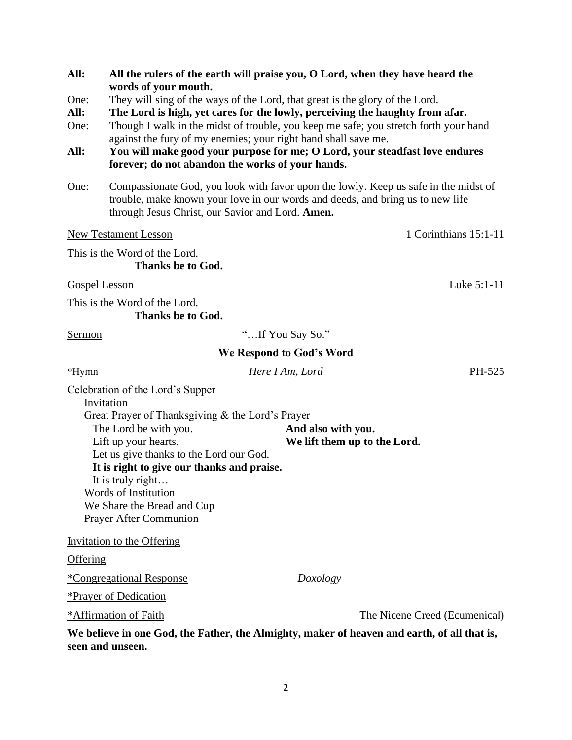**All:** **All the rulers of the earth will praise you, O Lord, when they have heard the words of your mouth.**

One: They will sing of the ways of the Lord, that great is the glory of the Lord.

**All:** **The Lord is high, yet cares for the lowly, perceiving the haughty from afar.**

One: Though I walk in the midst of trouble, you keep me safe; you stretch forth your hand against the fury of my enemies; your right hand shall save me.

**All:** **You will make good your purpose for me; O Lord, your steadfast love endures forever; do not abandon the works of your hands.**

One: Compassionate God, you look with favor upon the lowly. Keep us safe in the midst of trouble, make known your love in our words and deeds, and bring us to new life through Jesus Christ, our Savior and Lord. **Amen.**

New Testament Lesson — 1 Corinthians 15:1-11

This is the Word of the Lord.
**Thanks be to God.**

Gospel Lesson — Luke 5:1-11

This is the Word of the Lord.
**Thanks be to God.**

Sermon — "…If You Say So."

**We Respond to God's Word**

*Hymn — *Here I Am, Lord* — PH-525

Celebration of the Lord's Supper
- Invitation
- Great Prayer of Thanksgiving & the Lord's Prayer
  - The Lord be with you. **And also with you.**
  - Lift up your hearts. **We lift them up to the Lord.**
  - Let us give thanks to the Lord our God.
  - **It is right to give our thanks and praise.**
  - It is truly right…
- Words of Institution
- We Share the Bread and Cup
- Prayer After Communion

Invitation to the Offering

Offering

*Congregational Response — *Doxology*

*Prayer of Dedication

*Affirmation of Faith — The Nicene Creed (Ecumenical)

**We believe in one God, the Father, the Almighty, maker of heaven and earth, of all that is, seen and unseen.**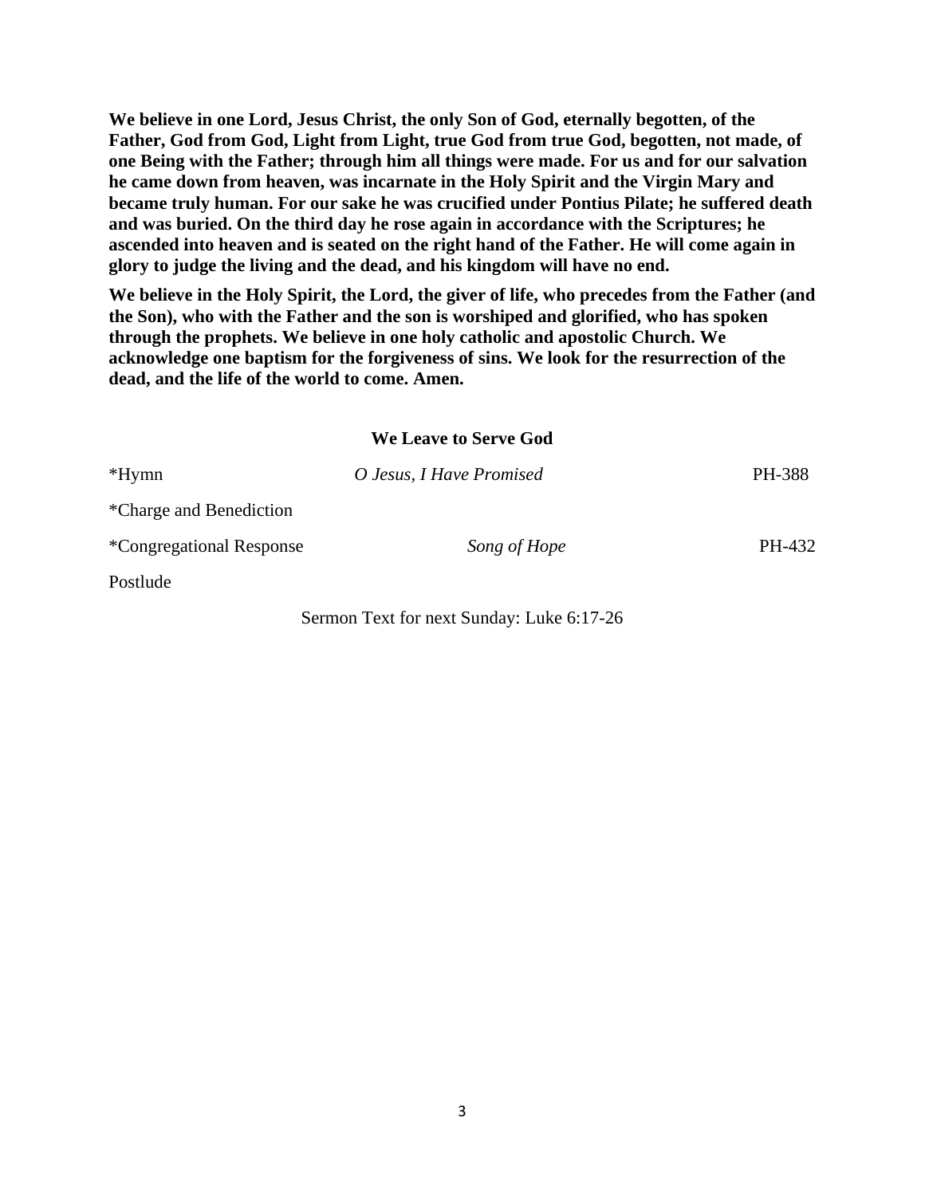**We believe in one Lord, Jesus Christ, the only Son of God, eternally begotten, of the Father, God from God, Light from Light, true God from true God, begotten, not made, of one Being with the Father; through him all things were made. For us and for our salvation he came down from heaven, was incarnate in the Holy Spirit and the Virgin Mary and became truly human. For our sake he was crucified under Pontius Pilate; he suffered death and was buried. On the third day he rose again in accordance with the Scriptures; he ascended into heaven and is seated on the right hand of the Father. He will come again in glory to judge the living and the dead, and his kingdom will have no end.**

**We believe in the Holy Spirit, the Lord, the giver of life, who precedes from the Father (and the Son), who with the Father and the son is worshiped and glorified, who has spoken through the prophets. We believe in one holy catholic and apostolic Church. We acknowledge one baptism for the forgiveness of sins. We look for the resurrection of the dead, and the life of the world to come. Amen.**

**We Leave to Serve God**

*Hymn *O Jesus, I Have Promised* PH-388

*Charge and Benediction

*Congregational Response *Song of Hope* PH-432

Postlude

Sermon Text for next Sunday: Luke 6:17-26